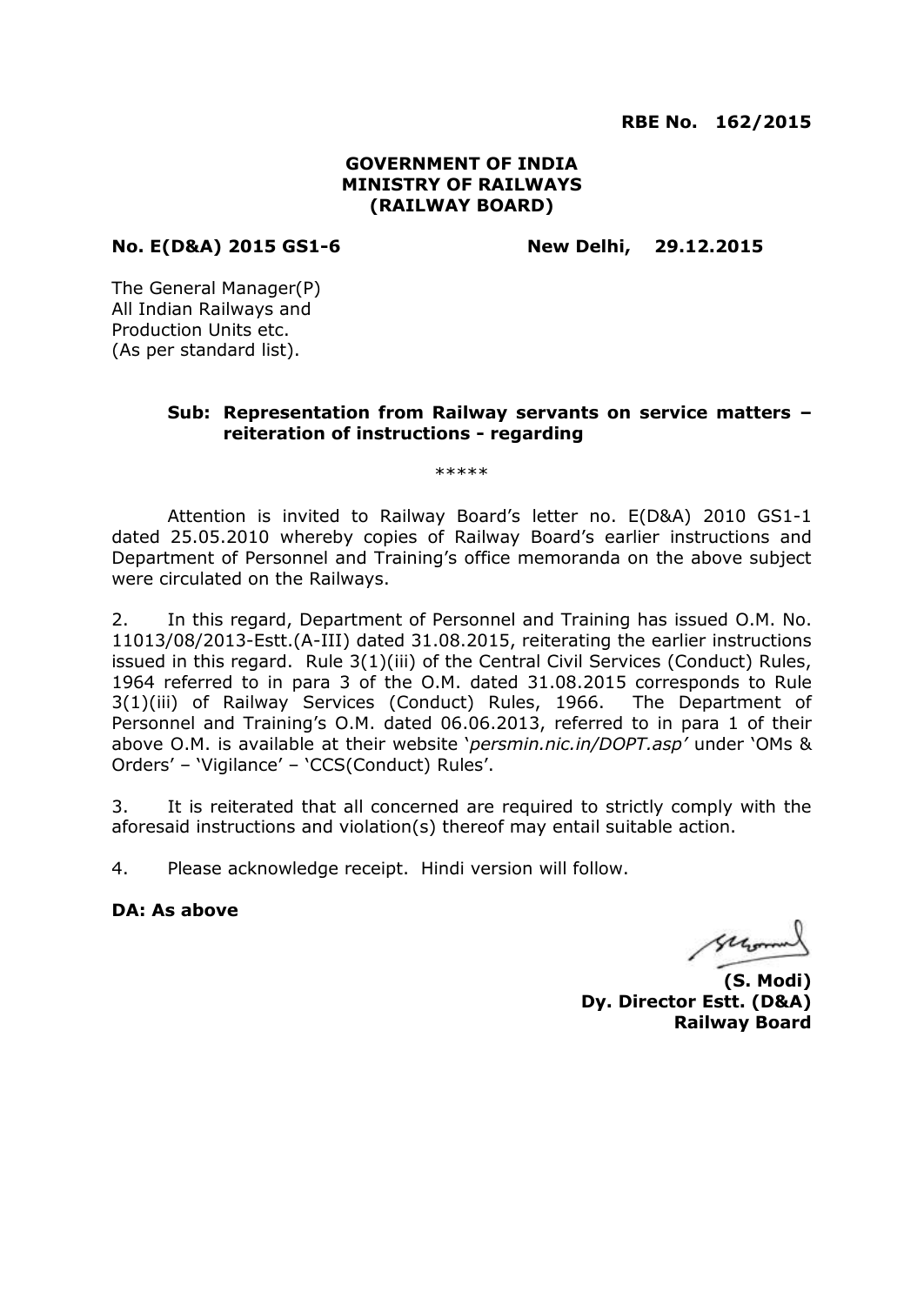**RBE No. 162/2015**

**GOVERNMENT OF INDIA**
**MINISTRY OF RAILWAYS**
**(RAILWAY BOARD)**

**No. E(D&A) 2015 GS1-6** **New Delhi, 29.12.2015**

The General Manager(P)
All Indian Railways and
Production Units etc.
(As per standard list).

**Sub: Representation from Railway servants on service matters – reiteration of instructions - regarding**

*****

Attention is invited to Railway Board's letter no. E(D&A) 2010 GS1-1 dated 25.05.2010 whereby copies of Railway Board's earlier instructions and Department of Personnel and Training's office memoranda on the above subject were circulated on the Railways.

2. In this regard, Department of Personnel and Training has issued O.M. No. 11013/08/2013-Estt.(A-III) dated 31.08.2015, reiterating the earlier instructions issued in this regard. Rule 3(1)(iii) of the Central Civil Services (Conduct) Rules, 1964 referred to in para 3 of the O.M. dated 31.08.2015 corresponds to Rule 3(1)(iii) of Railway Services (Conduct) Rules, 1966. The Department of Personnel and Training's O.M. dated 06.06.2013, referred to in para 1 of their above O.M. is available at their website '*persmin.nic.in/DOPT.asp*' under 'OMs & Orders' – 'Vigilance' – 'CCS(Conduct) Rules'.

3. It is reiterated that all concerned are required to strictly comply with the aforesaid instructions and violation(s) thereof may entail suitable action.

4. Please acknowledge receipt. Hindi version will follow.

**DA: As above**

**(S. Modi)**
**Dy. Director Estt. (D&A)**
**Railway Board**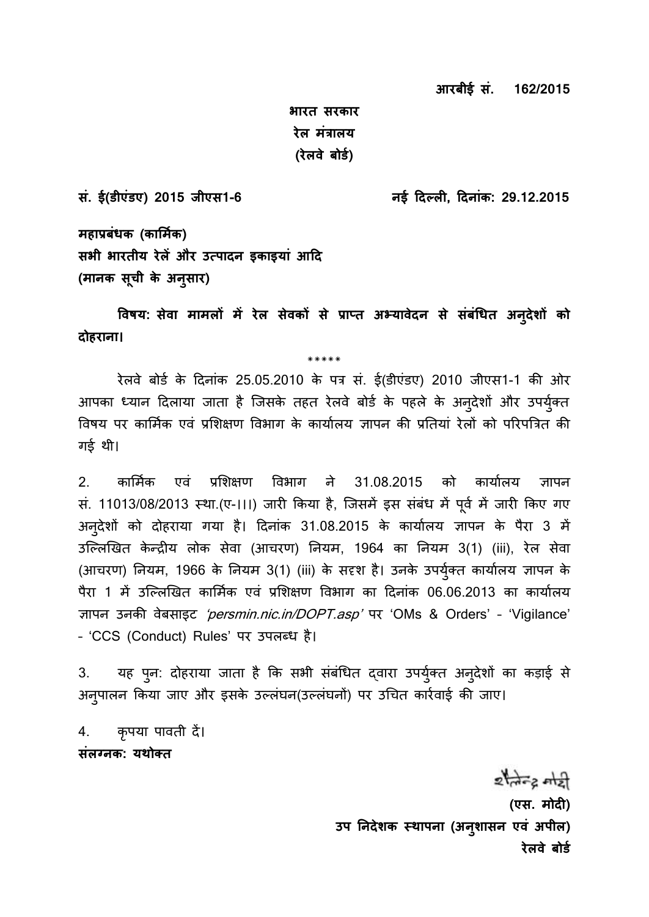**आरबीई सं. 162/2015**

**भारत सरकार**
**रेल मंत्रालय**
**(रेलवे बोर्ड)**

**सं. ई(डीएंडए) 2015 जीएस1-6** **नई दिल्ली, दिनांक: 29.12.2015**

**महाप्रबंधक (कार्मिक)**
**सभी भारतीय रेलें और उत्पादन इकाइयां आदि**
**(मानक सूची के अनुसार)**

**विषय: सेवा मामलों में रेल सेवकों से प्राप्त अभ्यावेदन से संबंधित अनुदेशों को दोहराना।**

\*\*\*\*\*

रेलवे बोर्ड के दिनांक 25.05.2010 के पत्र सं. ई(डीएंडए) 2010 जीएस1-1 की ओर आपका ध्यान दिलाया जाता है जिसके तहत रेलवे बोर्ड के पहले के अनुदेशों और उपर्युक्त विषय पर कार्मिक एवं प्रशिक्षण विभाग के कार्यालय ज्ञापन की प्रतियां रेलों को परिपत्रित की गई थी।

2. कार्मिक एवं प्रशिक्षण विभाग ने 31.08.2015 को कार्यालय ज्ञापन सं. 11013/08/2013 स्था.(ए-।।।) जारी किया है, जिसमें इस संबंध में पूर्व में जारी किए गए अनुदेशों को दोहराया गया है। दिनांक 31.08.2015 के कार्यालय ज्ञापन के पैरा 3 में उल्लिखित केन्द्रीय लोक सेवा (आचरण) नियम, 1964 का नियम 3(1) (iii), रेल सेवा (आचरण) नियम, 1966 के नियम 3(1) (iii) के सदृश है। उनके उपर्युक्त कार्यालय ज्ञापन के पैरा 1 में उल्लिखित कार्मिक एवं प्रशिक्षण विभाग का दिनांक 06.06.2013 का कार्यालय ज्ञापन उनकी वेबसाइट *'persmin.nic.in/DOPT.asp'* पर 'OMs & Orders' - 'Vigilance' - 'CCS (Conduct) Rules' पर उपलब्ध है।

3. यह पुन: दोहराया जाता है कि सभी संबंधित द्वारा उपर्युक्त अनुदेशों का कड़ाई से अनुपालन किया जाए और इसके उल्लंघन(उल्लंघनों) पर उचित कार्रवाई की जाए।

4. कृपया पावती दें।

**संलग्नक: यथोक्त**

शैलेन्द्र मोदी

**(एस. मोदी)**
**उप निदेशक स्थापना (अनुशासन एवं अपील)**
**रेलवे बोर्ड**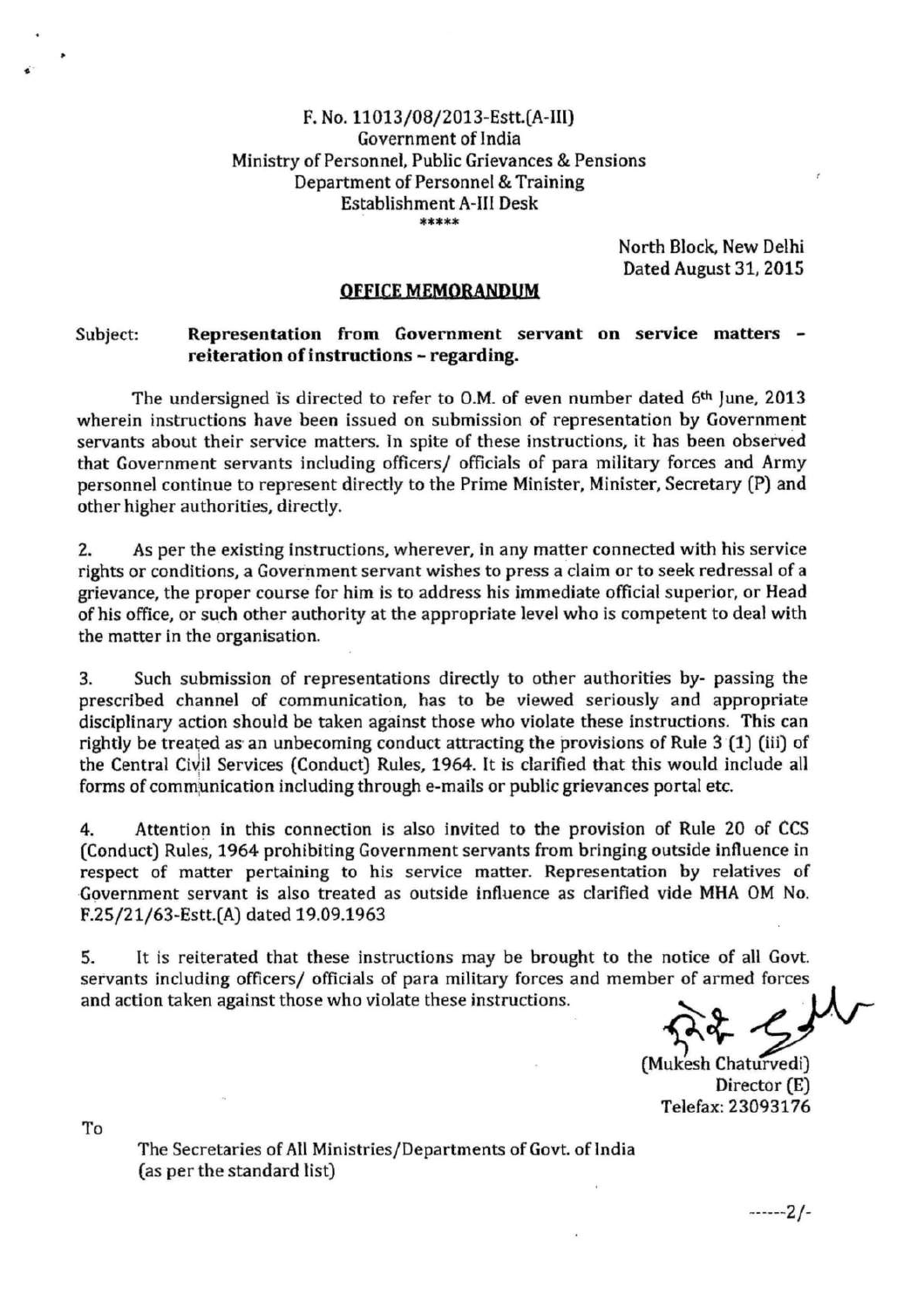F. No. 11013/08/2013-Estt.(A-III)
Government of India
Ministry of Personnel, Public Grievances & Pensions
Department of Personnel & Training
Establishment A-III Desk

*****

North Block, New Delhi
Dated August 31, 2015

## OFFICE MEMORANDUM

Subject: **Representation from Government servant on service matters - reiteration of instructions - regarding.**

The undersigned is directed to refer to O.M. of even number dated 6th June, 2013 wherein instructions have been issued on submission of representation by Government servants about their service matters. In spite of these instructions, it has been observed that Government servants including officers/ officials of para military forces and Army personnel continue to represent directly to the Prime Minister, Minister, Secretary (P) and other higher authorities, directly.

2. As per the existing instructions, wherever, in any matter connected with his service rights or conditions, a Government servant wishes to press a claim or to seek redressal of a grievance, the proper course for him is to address his immediate official superior, or Head of his office, or such other authority at the appropriate level who is competent to deal with the matter in the organisation.

3. Such submission of representations directly to other authorities by- passing the prescribed channel of communication, has to be viewed seriously and appropriate disciplinary action should be taken against those who violate these instructions. This can rightly be treated as an unbecoming conduct attracting the provisions of Rule 3 (1) (iii) of the Central Civil Services (Conduct) Rules, 1964. It is clarified that this would include all forms of communication including through e-mails or public grievances portal etc.

4. Attention in this connection is also invited to the provision of Rule 20 of CCS (Conduct) Rules, 1964 prohibiting Government servants from bringing outside influence in respect of matter pertaining to his service matter. Representation by relatives of Government servant is also treated as outside influence as clarified vide MHA OM No. F.25/21/63-Estt.(A) dated 19.09.1963

5. It is reiterated that these instructions may be brought to the notice of all Govt. servants including officers/ officials of para military forces and member of armed forces and action taken against those who violate these instructions.

(Mukesh Chaturvedi)
Director (E)
Telefax: 23093176

To

The Secretaries of All Ministries/Departments of Govt. of India
(as per the standard list)

------2/-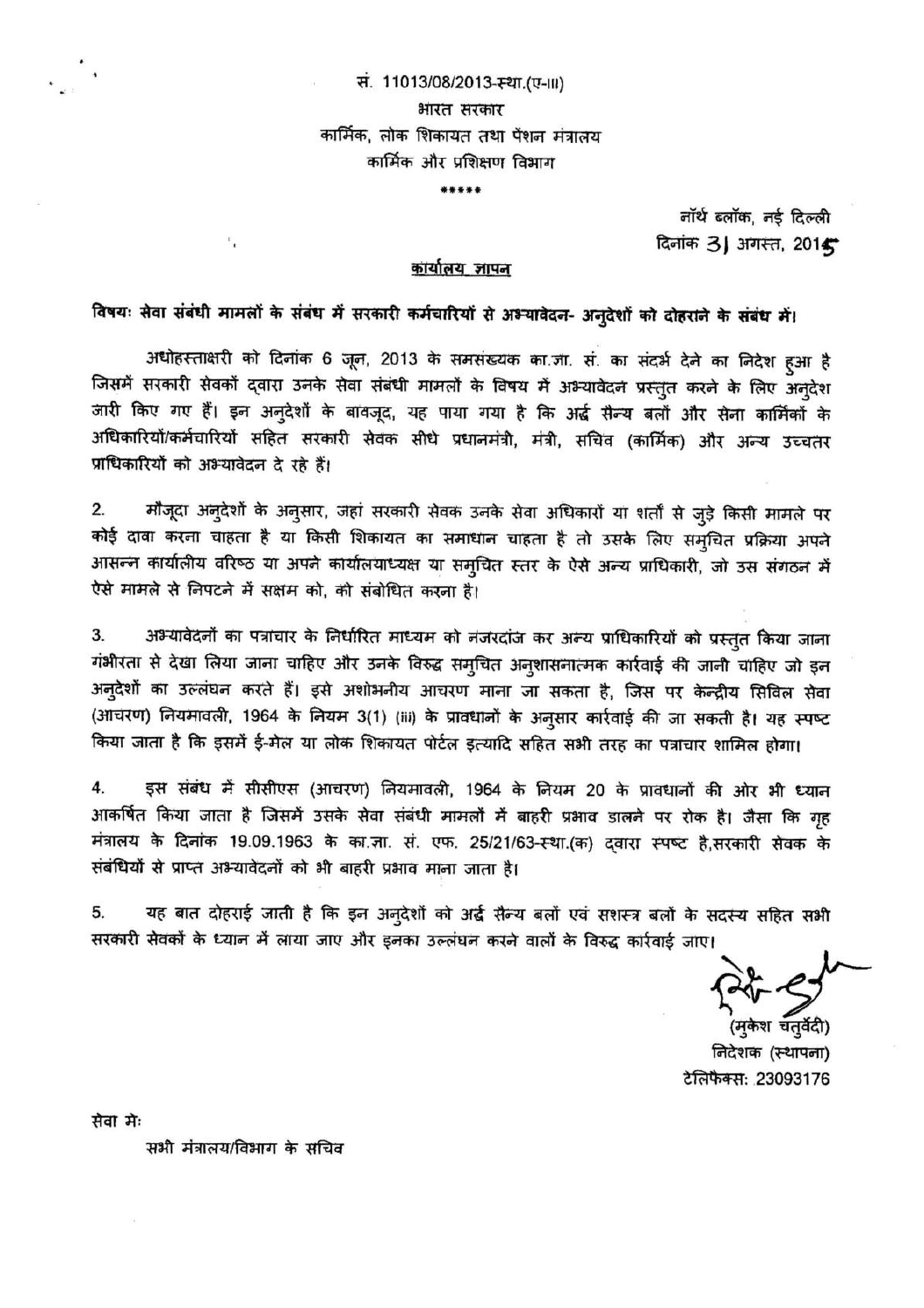सं. 11013/08/2013-स्था.(ए-III)

भारत सरकार

कार्मिक, लोक शिकायत तथा पेंशन मंत्रालय

कार्मिक और प्रशिक्षण विभाग

\*\*\*\*\*

नॉर्थ ब्लॉक, नई दिल्ली

दिनांक 31 अगस्त, 2015

**कार्यालय ज्ञापन**

**विषयः सेवा संबंधी मामलों के संबंध में सरकारी कर्मचारियों से अभ्यावेदन- अनुदेशों को दोहराने के संबंध में।**

अधोहस्ताक्षरी को दिनांक 6 जून, 2013 के समसंख्यक का.ज्ञा. सं. का संदर्भ देने का निदेश हुआ है जिसमें सरकारी सेवकों द्वारा उनके सेवा संबंधी मामलों के विषय में अभ्यावेदन प्रस्तुत करने के लिए अनुदेश जारी किए गए हैं। इन अनुदेशों के बावजूद, यह पाया गया है कि अर्द्ध सैन्य बलों और सेना कार्मिकों के अधिकारियों/कर्मचारियों सहित सरकारी सेवक सीधे प्रधानमंत्री, मंत्री, सचिव (कार्मिक) और अन्य उच्चतर प्राधिकारियों को अभ्यावेदन दे रहे हैं।

2. मौजूदा अनुदेशों के अनुसार, जहां सरकारी सेवक उनके सेवा अधिकारों या शर्तों से जुड़े किसी मामले पर कोई दावा करना चाहता है या किसी शिकायत का समाधान चाहता है तो उसके लिए समुचित प्रक्रिया अपने आसन्न कार्यालयीय वरिष्ठ या अपने कार्यालयाध्यक्ष या समुचित स्तर के ऐसे अन्य प्राधिकारी, जो उस संगठन में ऐसे मामले से निपटने में सक्षम को, को संबोधित करना है।

3. अभ्यावेदनों का पत्राचार के निर्धारित माध्यम को नजरदांज कर अन्य प्राधिकारियों को प्रस्तुत किया जाना गंभीरता से देखा लिया जाना चाहिए और उनके विरुद्ध समुचित अनुशासनात्मक कार्रवाई की जानी चाहिए जो इन अनुदेशों का उल्लंघन करते हैं। इसे अशोभनीय आचरण माना जा सकता है, जिस पर केन्द्रीय सिविल सेवा (आचरण) नियमावली, 1964 के नियम 3(1) (iii) के प्रावधानों के अनुसार कार्रवाई की जा सकती है। यह स्पष्ट किया जाता है कि इसमें ई-मेल या लोक शिकायत पोर्टल इत्यादि सहित सभी तरह का पत्राचार शामिल होगा।

4. इस संबंध में सीसीएस (आचरण) नियमावली, 1964 के नियम 20 के प्रावधानों की ओर भी ध्यान आकर्षित किया जाता है जिसमें उसके सेवा संबंधी मामलों में बाहरी प्रभाव डालने पर रोक है। जैसा कि गृह मंत्रालय के दिनांक 19.09.1963 के का.ज्ञा. सं. एफ. 25/21/63-स्था.(क) द्वारा स्पष्ट है,सरकारी सेवक के संबंधियों से प्राप्त अभ्यावेदनों को भी बाहरी प्रभाव माना जाता है।

5. यह बात दोहराई जाती है कि इन अनुदेशों को अर्द्ध सैन्य बलों एवं सशस्त्र बलों के सदस्य सहित सभी सरकारी सेवकों के ध्यान में लाया जाए और इनका उल्लंघन करने वालों के विरुद्ध कार्रवाई जाए।

(मुकेश चतुर्वेदी)

निदेशक (स्थापना)

टेलिफैक्सः 23093176

सेवा मेः

सभी मंत्रालय/विभाग के सचिव